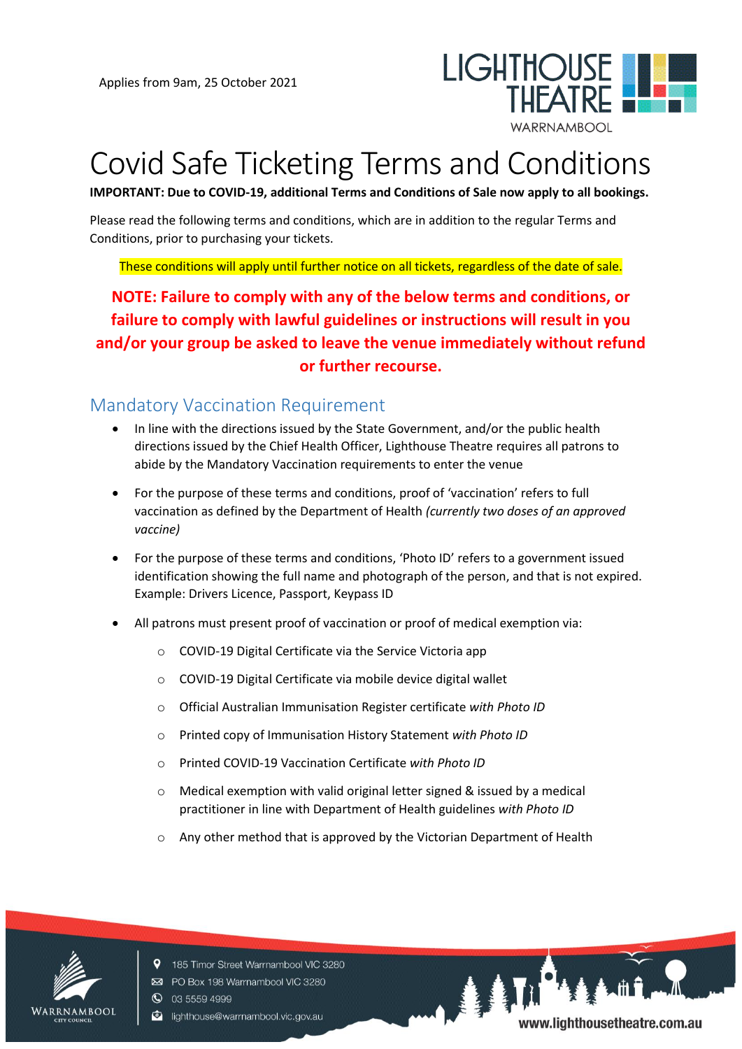Applies from 9am, 25 October 2021

# Covid Safe Ticketing Terms and Conditions

**IMPORTANT: Due to COVID-19, additional Terms and Conditions of Sale now apply to all bookings.**

Please read the following terms and conditions, which are in addition to the regular Terms and Conditions, prior to purchasing your tickets.

These conditions will apply until further notice on all tickets, regardless of the date of sale.

**NOTE: Failure to comply with any of the below terms and conditions, or failure to comply with lawful guidelines or instructions will result in you and/or your group be asked to leave the venue immediately without refund or further recourse.**

## Mandatory Vaccination Requirement

- In line with the directions issued by the State Government, and/or the public health directions issued by the Chief Health Officer, Lighthouse Theatre requires all patrons to abide by the Mandatory Vaccination requirements to enter the venue
- For the purpose of these terms and conditions, proof of 'vaccination' refers to full vaccination as defined by the Department of Health *(currently two doses of an approved vaccine)*
- For the purpose of these terms and conditions, 'Photo ID' refers to a government issued identification showing the full name and photograph of the person, and that is not expired. Example: Drivers Licence, Passport, Keypass ID
- All patrons must present proof of vaccination or proof of medical exemption via:
  - COVID-19 Digital Certificate via the Service Victoria app
  - COVID-19 Digital Certificate via mobile device digital wallet
  - Official Australian Immunisation Register certificate *with Photo ID*
  - Printed copy of Immunisation History Statement *with Photo ID*
  - Printed COVID-19 Vaccination Certificate *with Photo ID*
  - Medical exemption with valid original letter signed & issued by a medical practitioner in line with Department of Health guidelines *with Photo ID*
  - Any other method that is approved by the Victorian Department of Health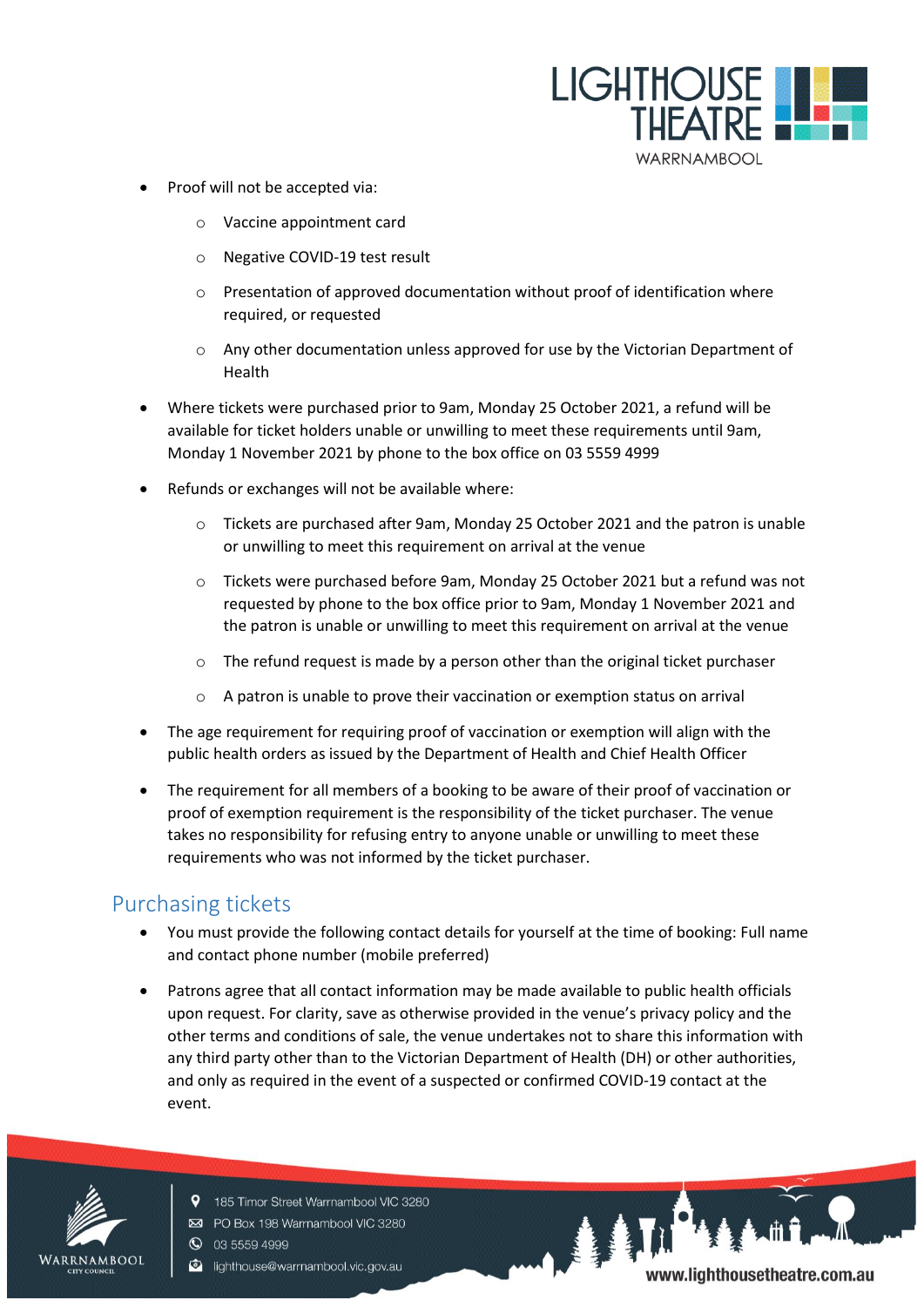- Proof will not be accepted via:
    - Vaccine appointment card
    - Negative COVID-19 test result
    - Presentation of approved documentation without proof of identification where required, or requested
    - Any other documentation unless approved for use by the Victorian Department of Health
- Where tickets were purchased prior to 9am, Monday 25 October 2021, a refund will be available for ticket holders unable or unwilling to meet these requirements until 9am, Monday 1 November 2021 by phone to the box office on 03 5559 4999
- Refunds or exchanges will not be available where:
    - Tickets are purchased after 9am, Monday 25 October 2021 and the patron is unable or unwilling to meet this requirement on arrival at the venue
    - Tickets were purchased before 9am, Monday 25 October 2021 but a refund was not requested by phone to the box office prior to 9am, Monday 1 November 2021 and the patron is unable or unwilling to meet this requirement on arrival at the venue
    - The refund request is made by a person other than the original ticket purchaser
    - A patron is unable to prove their vaccination or exemption status on arrival
- The age requirement for requiring proof of vaccination or exemption will align with the public health orders as issued by the Department of Health and Chief Health Officer
- The requirement for all members of a booking to be aware of their proof of vaccination or proof of exemption requirement is the responsibility of the ticket purchaser. The venue takes no responsibility for refusing entry to anyone unable or unwilling to meet these requirements who was not informed by the ticket purchaser.

## Purchasing tickets

- You must provide the following contact details for yourself at the time of booking: Full name and contact phone number (mobile preferred)
- Patrons agree that all contact information may be made available to public health officials upon request. For clarity, save as otherwise provided in the venue's privacy policy and the other terms and conditions of sale, the venue undertakes not to share this information with any third party other than to the Victorian Department of Health (DH) or other authorities, and only as required in the event of a suspected or confirmed COVID-19 contact at the event.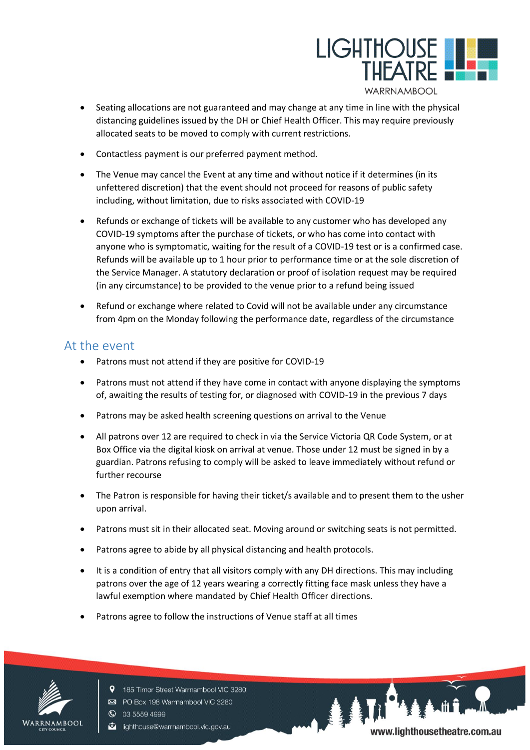- Seating allocations are not guaranteed and may change at any time in line with the physical distancing guidelines issued by the DH or Chief Health Officer. This may require previously allocated seats to be moved to comply with current restrictions.
- Contactless payment is our preferred payment method.
- The Venue may cancel the Event at any time and without notice if it determines (in its unfettered discretion) that the event should not proceed for reasons of public safety including, without limitation, due to risks associated with COVID-19
- Refunds or exchange of tickets will be available to any customer who has developed any COVID-19 symptoms after the purchase of tickets, or who has come into contact with anyone who is symptomatic, waiting for the result of a COVID-19 test or is a confirmed case. Refunds will be available up to 1 hour prior to performance time or at the sole discretion of the Service Manager. A statutory declaration or proof of isolation request may be required (in any circumstance) to be provided to the venue prior to a refund being issued
- Refund or exchange where related to Covid will not be available under any circumstance from 4pm on the Monday following the performance date, regardless of the circumstance

## At the event

- Patrons must not attend if they are positive for COVID-19
- Patrons must not attend if they have come in contact with anyone displaying the symptoms of, awaiting the results of testing for, or diagnosed with COVID-19 in the previous 7 days
- Patrons may be asked health screening questions on arrival to the Venue
- All patrons over 12 are required to check in via the Service Victoria QR Code System, or at Box Office via the digital kiosk on arrival at venue. Those under 12 must be signed in by a guardian. Patrons refusing to comply will be asked to leave immediately without refund or further recourse
- The Patron is responsible for having their ticket/s available and to present them to the usher upon arrival.
- Patrons must sit in their allocated seat. Moving around or switching seats is not permitted.
- Patrons agree to abide by all physical distancing and health protocols.
- It is a condition of entry that all visitors comply with any DH directions. This may including patrons over the age of 12 years wearing a correctly fitting face mask unless they have a lawful exemption where mandated by Chief Health Officer directions.
- Patrons agree to follow the instructions of Venue staff at all times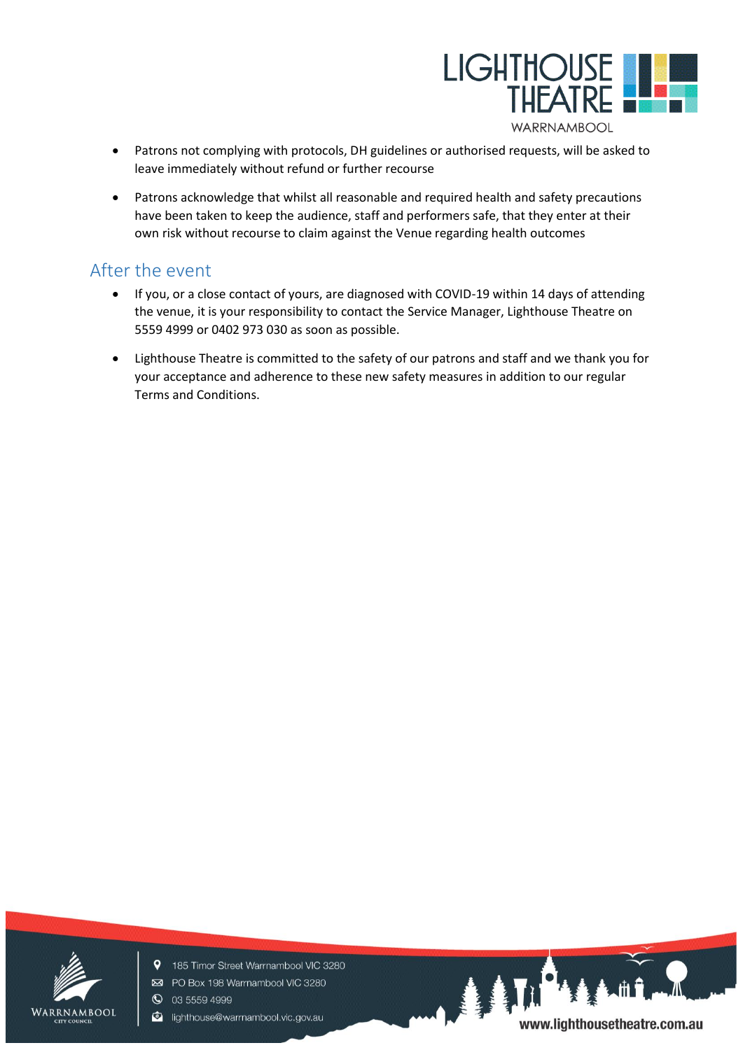- Patrons not complying with protocols, DH guidelines or authorised requests, will be asked to leave immediately without refund or further recourse

- Patrons acknowledge that whilst all reasonable and required health and safety precautions have been taken to keep the audience, staff and performers safe, that they enter at their own risk without recourse to claim against the Venue regarding health outcomes

## After the event

- If you, or a close contact of yours, are diagnosed with COVID-19 within 14 days of attending the venue, it is your responsibility to contact the Service Manager, Lighthouse Theatre on 5559 4999 or 0402 973 030 as soon as possible.

- Lighthouse Theatre is committed to the safety of our patrons and staff and we thank you for your acceptance and adherence to these new safety measures in addition to our regular Terms and Conditions.